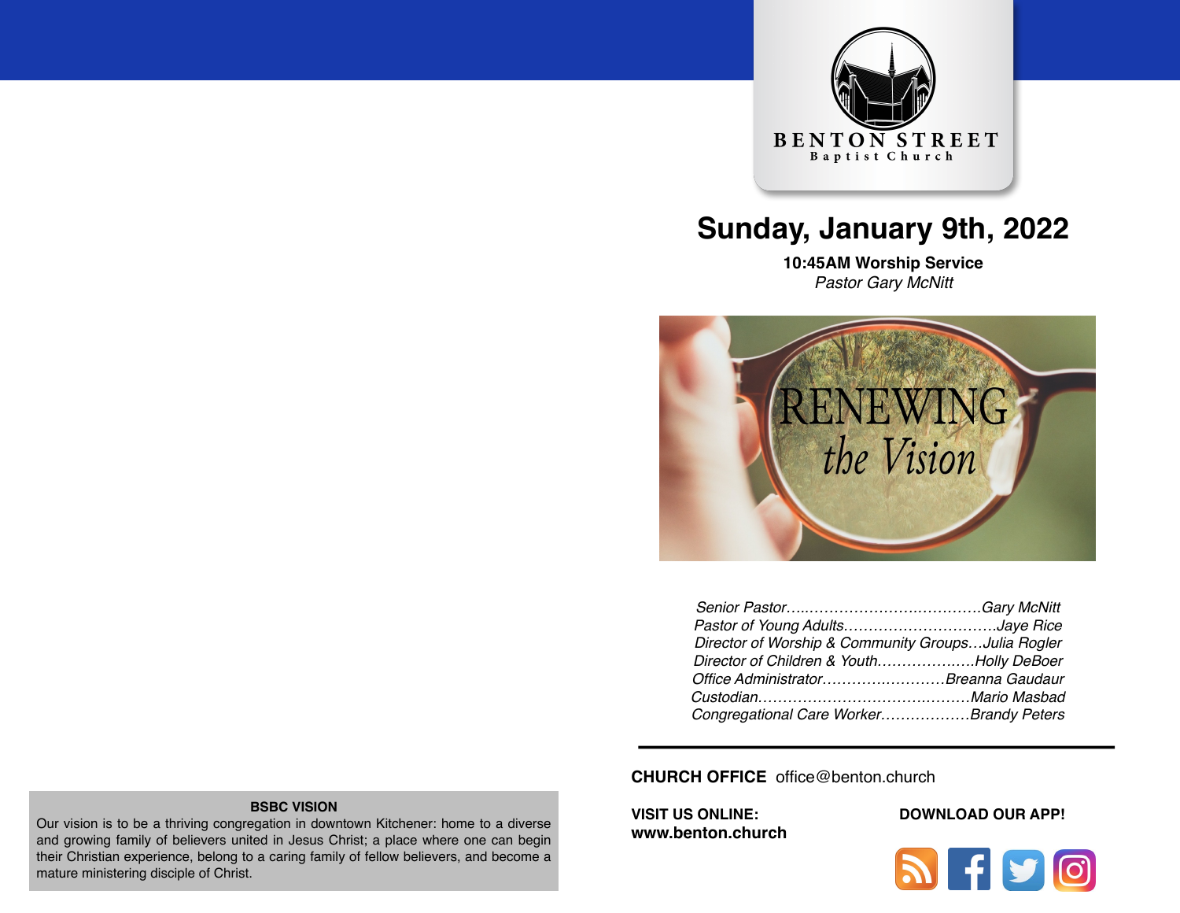BENTON STREET
Baptist Church

# Sunday, January 9th, 2022

**10:45AM Worship Service**
*Pastor Gary McNitt*

RENEWING
*the Vision*

*Senior Pastor……………………………………Gary McNitt*
*Pastor of Young Adults…………………………….Jaye Rice*
*Director of Worship & Community Groups…Julia Rogler*
*Director of Children & Youth………………..Holly DeBoer*
*Office Administrator…………………….Breanna Gaudaur*
*Custodian……………………………………..Mario Masbad*
*Congregational Care Worker………………Brandy Peters*

---

**CHURCH OFFICE** office@benton.church

**VISIT US ONLINE:**
**www.benton.church**

**DOWNLOAD OUR APP!**

**BSBC VISION**

Our vision is to be a thriving congregation in downtown Kitchener: home to a diverse and growing family of believers united in Jesus Christ; a place where one can begin their Christian experience, belong to a caring family of fellow believers, and become a mature ministering disciple of Christ.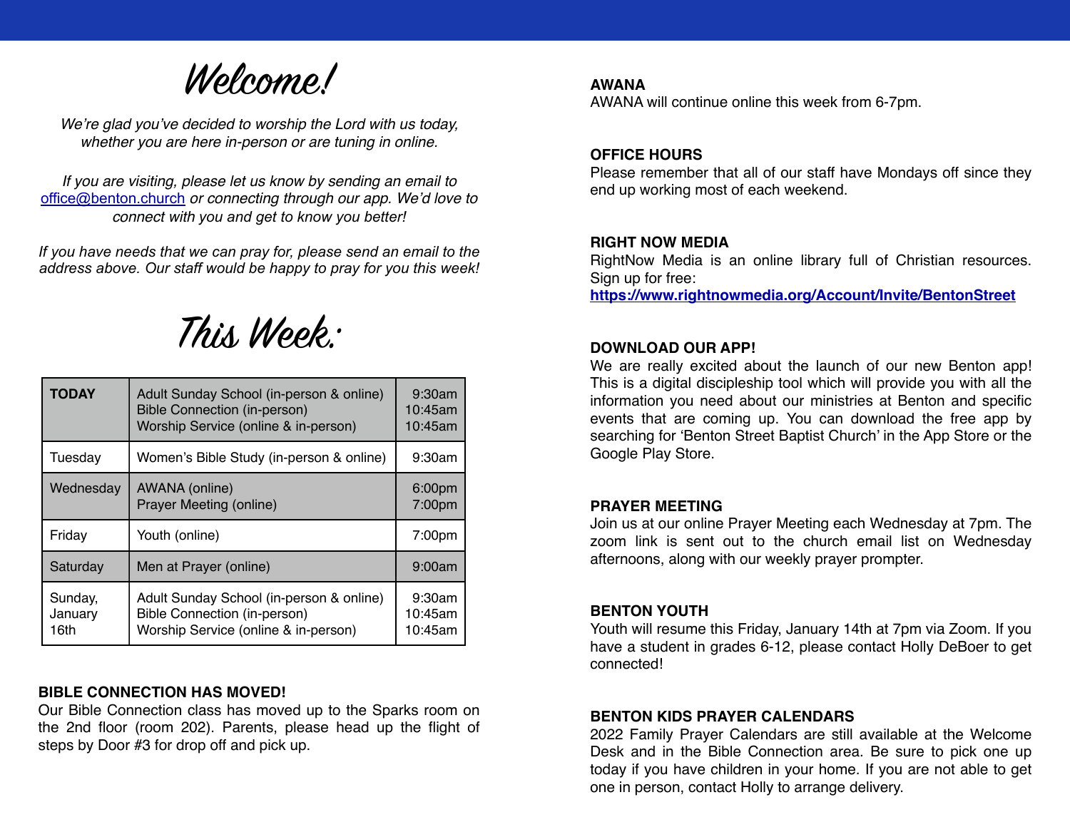# Welcome!

*We're glad you've decided to worship the Lord with us today, whether you are here in-person or are tuning in online.*

*If you are visiting, please let us know by sending an email to* office@benton.church *or connecting through our app. We'd love to connect with you and get to know you better!*

*If you have needs that we can pray for, please send an email to the address above. Our staff would be happy to pray for you this week!*

# This Week:

| | | |
|---|---|---|
| **TODAY** | Adult Sunday School (in-person & online)<br>Bible Connection (in-person)<br>Worship Service (online & in-person) | 9:30am<br>10:45am<br>10:45am |
| Tuesday | Women's Bible Study (in-person & online) | 9:30am |
| Wednesday | AWANA (online)<br>Prayer Meeting (online) | 6:00pm<br>7:00pm |
| Friday | Youth (online) | 7:00pm |
| Saturday | Men at Prayer (online) | 9:00am |
| Sunday, January 16th | Adult Sunday School (in-person & online)<br>Bible Connection (in-person)<br>Worship Service (online & in-person) | 9:30am<br>10:45am<br>10:45am |

**BIBLE CONNECTION HAS MOVED!**
Our Bible Connection class has moved up to the Sparks room on the 2nd floor (room 202). Parents, please head up the flight of steps by Door #3 for drop off and pick up.

**AWANA**
AWANA will continue online this week from 6-7pm.

**OFFICE HOURS**
Please remember that all of our staff have Mondays off since they end up working most of each weekend.

**RIGHT NOW MEDIA**
RightNow Media is an online library full of Christian resources. Sign up for free:
**https://www.rightnowmedia.org/Account/Invite/BentonStreet**

**DOWNLOAD OUR APP!**
We are really excited about the launch of our new Benton app! This is a digital discipleship tool which will provide you with all the information you need about our ministries at Benton and specific events that are coming up. You can download the free app by searching for 'Benton Street Baptist Church' in the App Store or the Google Play Store.

**PRAYER MEETING**
Join us at our online Prayer Meeting each Wednesday at 7pm. The zoom link is sent out to the church email list on Wednesday afternoons, along with our weekly prayer prompter.

**BENTON YOUTH**
Youth will resume this Friday, January 14th at 7pm via Zoom. If you have a student in grades 6-12, please contact Holly DeBoer to get connected!

**BENTON KIDS PRAYER CALENDARS**
2022 Family Prayer Calendars are still available at the Welcome Desk and in the Bible Connection area. Be sure to pick one up today if you have children in your home. If you are not able to get one in person, contact Holly to arrange delivery.